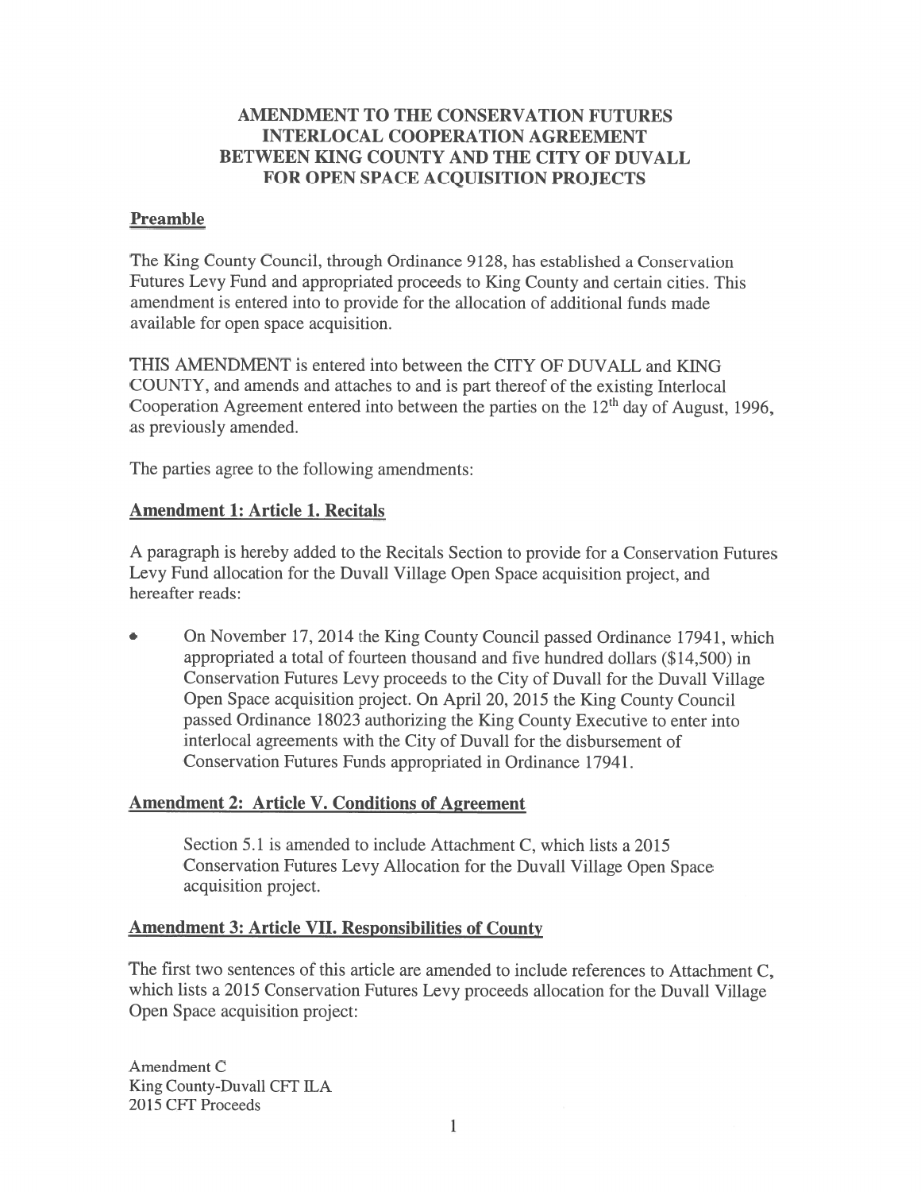# AMENDMENT TO THE CONSERVATION FUTURES INTERLOCAL COOPERATION AGREEMENT BETWEEN KING COUNTY AND THE CITY OF DUVALL FOR OPEN SPACE ACQUISITION PROJECTS

## Preamble

The King County Council, through Ordinance 9128, has established a Conservation Futures Levy Fund and appropriated proceeds to King County and certain cities. This amendment is entered into to provide for the allocation of additional funds made available for open space acquisition.

THIS AMENDMENT is entered into between the CITY OF DUVALL and KING COUNTY, and amends and attaches to and is part thereof of the existing Interlocal Cooperation Agreement entered into between the parties on the 12th day of August, 1996, as previously amended.

The parties agree to the following amendments:

## Amendment 1: Article 1. Recitals

A paragraph is hereby added to the Recitals Section to provide for a Conservation Futures Levy Fund allocation for the Duvall Village Open Space acquisition project, and hereafter reads:

- On November 17, 2014 the King County Council passed Ordinance 17941, which appropriated a total of fourteen thousand and five hundred dollars ($14,500) in Conservation Futures Levy proceeds to the City of Duvall for the Duvall Village Open Space acquisition project. On April 20, 2015 the King County Council passed Ordinance 18023 authorizing the King County Executive to enter into interlocal agreements with the City of Duvall for the disbursement of Conservation Futures Funds appropriated in Ordinance 17941.

## Amendment 2: Article V. Conditions of Agreement

Section 5.1 is amended to include Attachment C, which lists a 2015 Conservation Futures Levy Allocation for the Duvall Village Open Space acquisition project.

## Amendment 3: Article VII. Responsibilities of County

The first two sentences of this article are amended to include references to Attachment C, which lists a 2015 Conservation Futures Levy proceeds allocation for the Duvall Village Open Space acquisition project:

Amendment C
King County-Duvall CFT ILA
2015 CFT Proceeds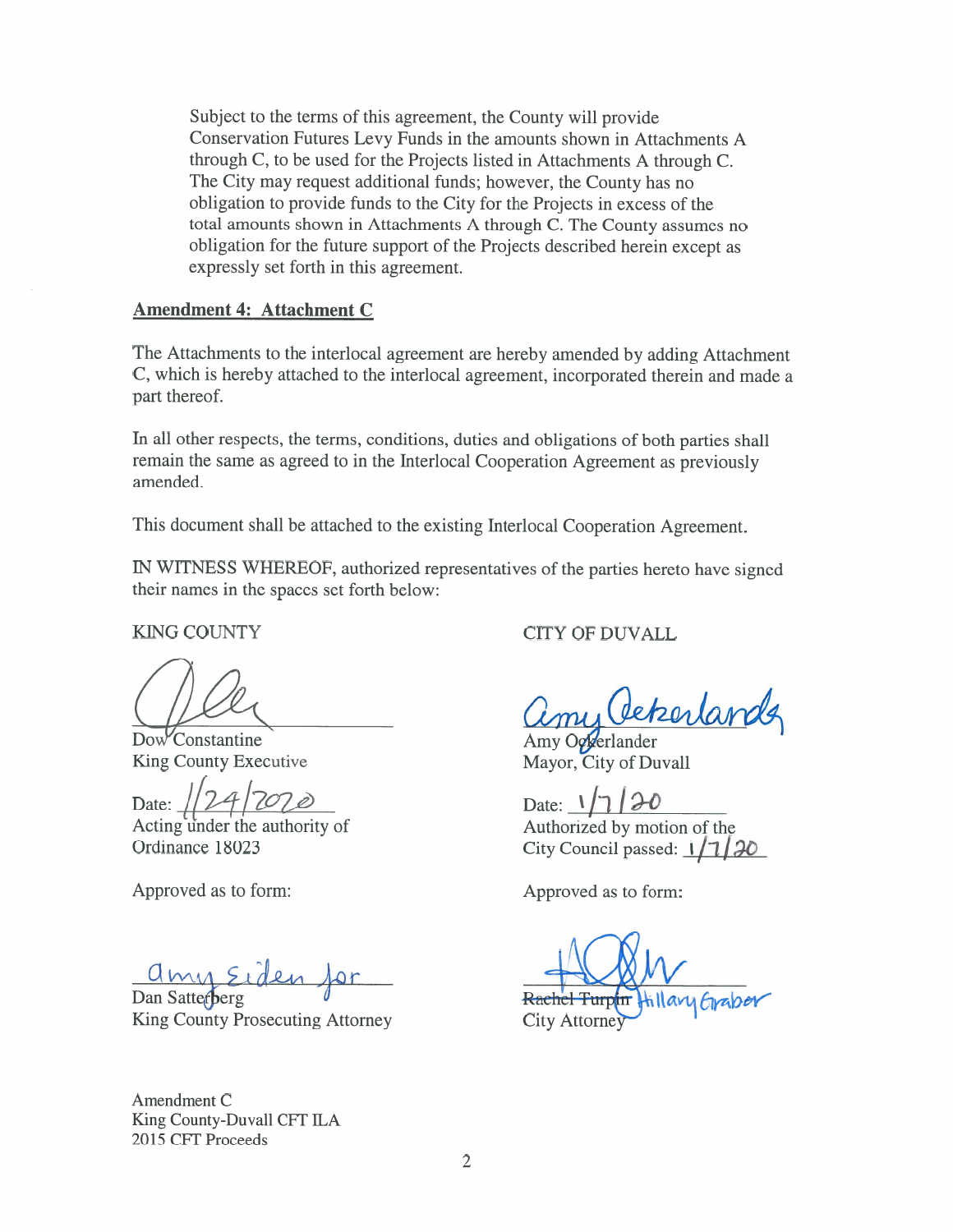Subject to the terms of this agreement, the County will provide Conservation Futures Levy Funds in the amounts shown in Attachments A through C, to be used for the Projects listed in Attachments A through C. The City may request additional funds; however, the County has no obligation to provide funds to the City for the Projects in excess of the total amounts shown in Attachments A through C. The County assumes no obligation for the future support of the Projects described herein except as expressly set forth in this agreement.

**Amendment 4: Attachment C**

The Attachments to the interlocal agreement are hereby amended by adding Attachment C, which is hereby attached to the interlocal agreement, incorporated therein and made a part thereof.

In all other respects, the terms, conditions, duties and obligations of both parties shall remain the same as agreed to in the Interlocal Cooperation Agreement as previously amended.

This document shall be attached to the existing Interlocal Cooperation Agreement.

IN WITNESS WHEREOF, authorized representatives of the parties hereto have signed their names in the spaces set forth below:

KING COUNTY

Dow Constantine
King County Executive

Date: 1/24/2020
Acting under the authority of Ordinance 18023

Approved as to form:

amy Eiden for
Dan Satterberg
King County Prosecuting Attorney

CITY OF DUVALL

Amy Ockerlander
Mayor, City of Duvall

Date: 1/7/20
Authorized by motion of the City Council passed: 1/7/20

Approved as to form:

~~Rachel Turpin~~ Hillary Graber
City Attorney

Amendment C
King County-Duvall CFT ILA
2015 CFT Proceeds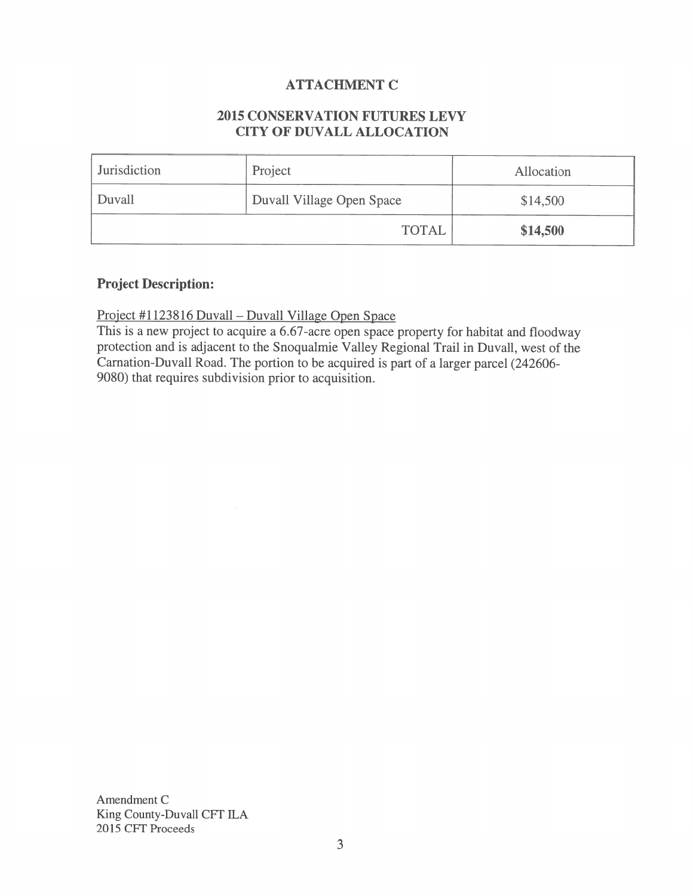# ATTACHMENT C

## 2015 CONSERVATION FUTURES LEVY
## CITY OF DUVALL ALLOCATION

| Jurisdiction | Project | Allocation |
|---|---|---|
| Duvall | Duvall Village Open Space | $14,500 |
| | TOTAL | **$14,500** |

### Project Description:

Project #1123816 Duvall – Duvall Village Open Space

This is a new project to acquire a 6.67-acre open space property for habitat and floodway protection and is adjacent to the Snoqualmie Valley Regional Trail in Duvall, west of the Carnation-Duvall Road. The portion to be acquired is part of a larger parcel (242606-9080) that requires subdivision prior to acquisition.

Amendment C
King County-Duvall CFT ILA
2015 CFT Proceeds